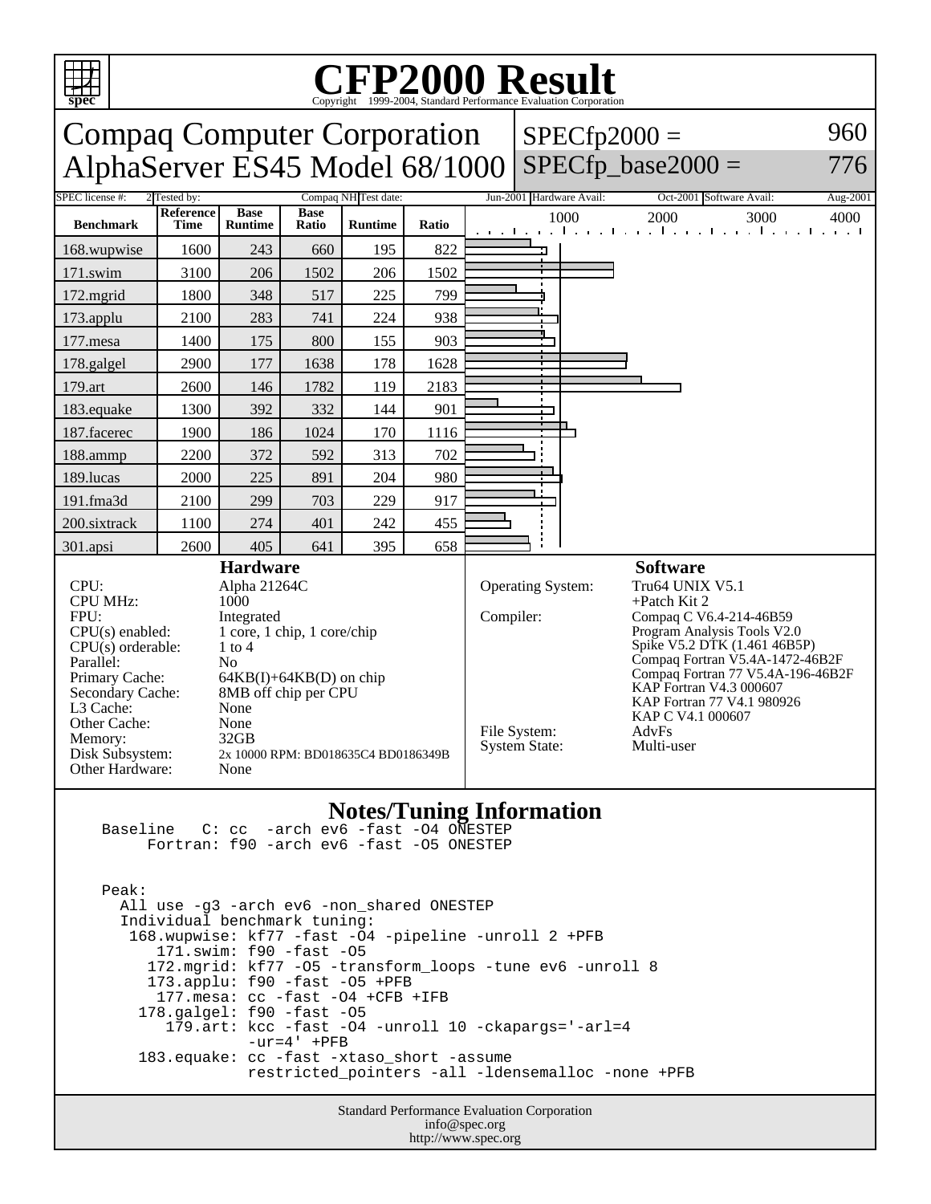# CFP2000 Result

Copyright 1999-2004, Standard Performance Evaluation Corporation

## Compaq Computer Corporation
## AlphaServer ES45 Model 68/1000

SPECfp2000 = 960

SPECfp_base2000 = 776

| SPEC license #: | 2 | Tested by: | Compaq NH | Test date: | Jun-2001 | Hardware Avail: | Oct-2001 | Software Avail: | Aug-2001 |
|---|---|---|---|---|---|---|---|---|---|

| Benchmark | Reference Time | Base Runtime | Base Ratio | Runtime | Ratio |
|---|---|---|---|---|---|
| 168.wupwise | 1600 | 243 | 660 | 195 | 822 |
| 171.swim | 3100 | 206 | 1502 | 206 | 1502 |
| 172.mgrid | 1800 | 348 | 517 | 225 | 799 |
| 173.applu | 2100 | 283 | 741 | 224 | 938 |
| 177.mesa | 1400 | 175 | 800 | 155 | 903 |
| 178.galgel | 2900 | 177 | 1638 | 178 | 1628 |
| 179.art | 2600 | 146 | 1782 | 119 | 2183 |
| 183.equake | 1300 | 392 | 332 | 144 | 901 |
| 187.facerec | 1900 | 186 | 1024 | 170 | 1116 |
| 188.ammp | 2200 | 372 | 592 | 313 | 702 |
| 189.lucas | 2000 | 225 | 891 | 204 | 980 |
| 191.fma3d | 2100 | 299 | 703 | 229 | 917 |
| 200.sixtrack | 1100 | 274 | 401 | 242 | 455 |
| 301.apsi | 2600 | 405 | 641 | 395 | 658 |

### Hardware

| | |
|---|---|
| CPU: | Alpha 21264C |
| CPU MHz: | 1000 |
| FPU: | Integrated |
| CPU(s) enabled: | 1 core, 1 chip, 1 core/chip |
| CPU(s) orderable: | 1 to 4 |
| Parallel: | No |
| Primary Cache: | 64KB(I)+64KB(D) on chip |
| Secondary Cache: | 8MB off chip per CPU |
| L3 Cache: | None |
| Other Cache: | None |
| Memory: | 32GB |
| Disk Subsystem: | 2x 10000 RPM: BD018635C4 BD0186349B |
| Other Hardware: | None |

### Software

| | |
|---|---|
| Operating System: | Tru64 UNIX V5.1 +Patch Kit 2 |
| Compiler: | Compaq C V6.4-214-46B59<br>Program Analysis Tools V2.0<br>Spike V5.2 DTK (1.461 46B5P)<br>Compaq Fortran V5.4A-1472-46B2F<br>Compaq Fortran 77 V5.4A-196-46B2F<br>KAP Fortran V4.3 000607<br>KAP Fortran 77 V4.1 980926<br>KAP C V4.1 000607 |
| File System: | AdvFs |
| System State: | Multi-user |

### Notes/Tuning Information

```
Baseline   C: cc  -arch ev6 -fast -O4 ONESTEP
     Fortran: f90 -arch ev6 -fast -O5 ONESTEP


Peak:
  All use -g3 -arch ev6 -non_shared ONESTEP
  Individual benchmark tuning:
   168.wupwise: kf77 -fast -O4 -pipeline -unroll 2 +PFB
      171.swim: f90 -fast -O5
     172.mgrid: kf77 -O5 -transform_loops -tune ev6 -unroll 8
     173.applu: f90 -fast -O5 +PFB
      177.mesa: cc -fast -O4 +CFB +IFB
    178.galgel: f90 -fast -O5
       179.art: kcc -fast -O4 -unroll 10 -ckapargs='-arl=4
                -ur=4' +PFB
    183.equake: cc -fast -xtaso_short -assume
                restricted_pointers -all -ldensemalloc -none +PFB
```

Standard Performance Evaluation Corporation
info@spec.org
http://www.spec.org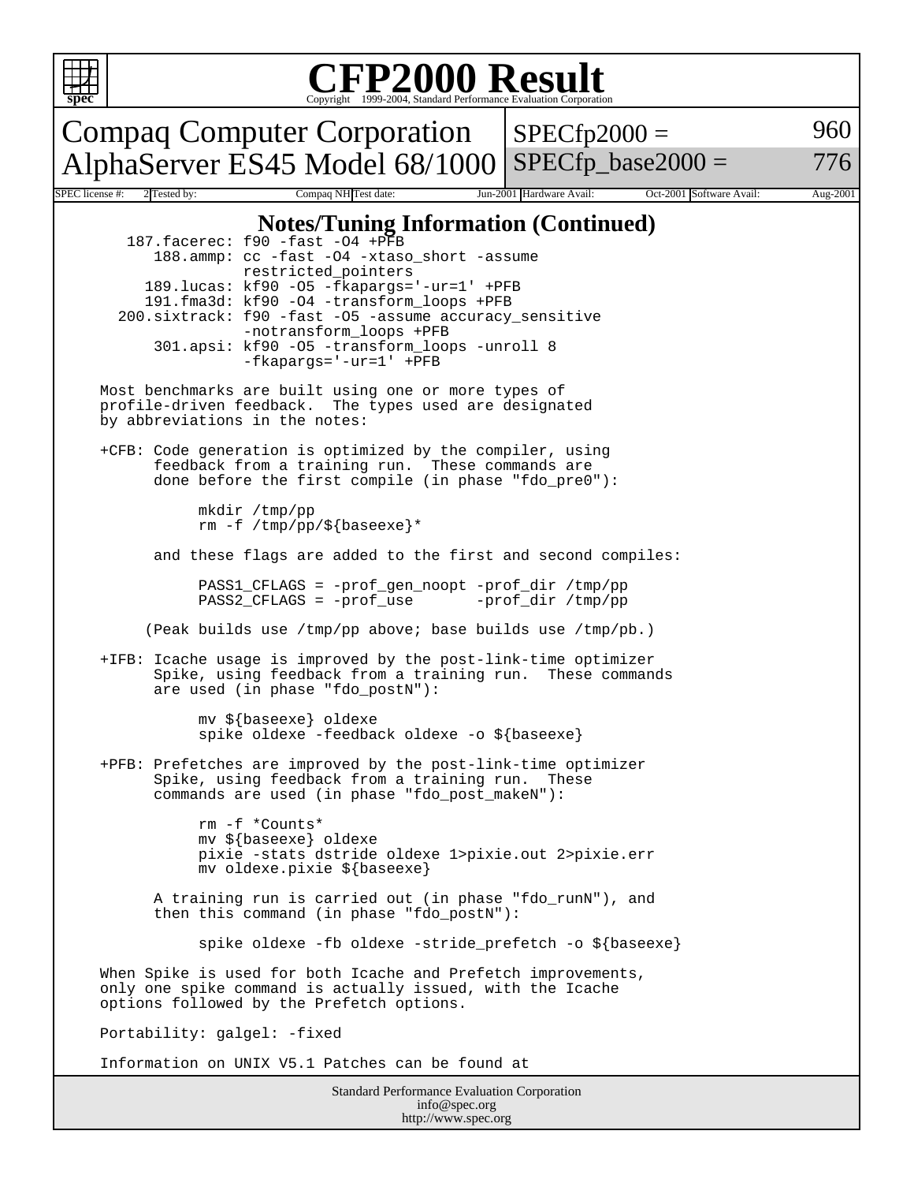# CFP2000 Result

Copyright 1999-2004, Standard Performance Evaluation Corporation

## Compaq Computer Corporation
## AlphaServer ES45 Model 68/1000

| SPECfp2000 = | 960 |
|---|---|
| SPECfp_base2000 = | 776 |

| SPEC license #: | 2 | Tested by: | Compaq NH | Test date: | Jun-2001 | Hardware Avail: | Oct-2001 | Software Avail: | Aug-2001 |
|---|---|---|---|---|---|---|---|---|---|

### Notes/Tuning Information (Continued)

```
     187.facerec: f90 -fast -O4 +PFB
        188.ammp: cc -fast -O4 -xtaso_short -assume
                  restricted_pointers
       189.lucas: kf90 -O5 -fkapargs='-ur=1' +PFB
       191.fma3d: kf90 -O4 -transform_loops +PFB
    200.sixtrack: f90 -fast -O5 -assume accuracy_sensitive
                  -notransform_loops +PFB
        301.apsi: kf90 -O5 -transform_loops -unroll 8
                  -fkapargs='-ur=1' +PFB

Most benchmarks are built using one or more types of
profile-driven feedback.  The types used are designated
by abbreviations in the notes:

+CFB: Code generation is optimized by the compiler, using
      feedback from a training run.  These commands are
      done before the first compile (in phase "fdo_pre0"):

           mkdir /tmp/pp
           rm -f /tmp/pp/${baseexe}*

      and these flags are added to the first and second compiles:

           PASS1_CFLAGS = -prof_gen_noopt -prof_dir /tmp/pp
           PASS2_CFLAGS = -prof_use       -prof_dir /tmp/pp

     (Peak builds use /tmp/pp above; base builds use /tmp/pb.)

+IFB: Icache usage is improved by the post-link-time optimizer
      Spike, using feedback from a training run.  These commands
      are used (in phase "fdo_postN"):

           mv ${baseexe} oldexe
           spike oldexe -feedback oldexe -o ${baseexe}

+PFB: Prefetches are improved by the post-link-time optimizer
      Spike, using feedback from a training run.  These
      commands are used (in phase "fdo_post_makeN"):

           rm -f *Counts*
           mv ${baseexe} oldexe
           pixie -stats dstride oldexe 1>pixie.out 2>pixie.err
           mv oldexe.pixie ${baseexe}

      A training run is carried out (in phase "fdo_runN"), and
      then this command (in phase "fdo_postN"):

           spike oldexe -fb oldexe -stride_prefetch -o ${baseexe}

When Spike is used for both Icache and Prefetch improvements,
only one spike command is actually issued, with the Icache
options followed by the Prefetch options.

Portability: galgel: -fixed

Information on UNIX V5.1 Patches can be found at
```

Standard Performance Evaluation Corporation
info@spec.org
http://www.spec.org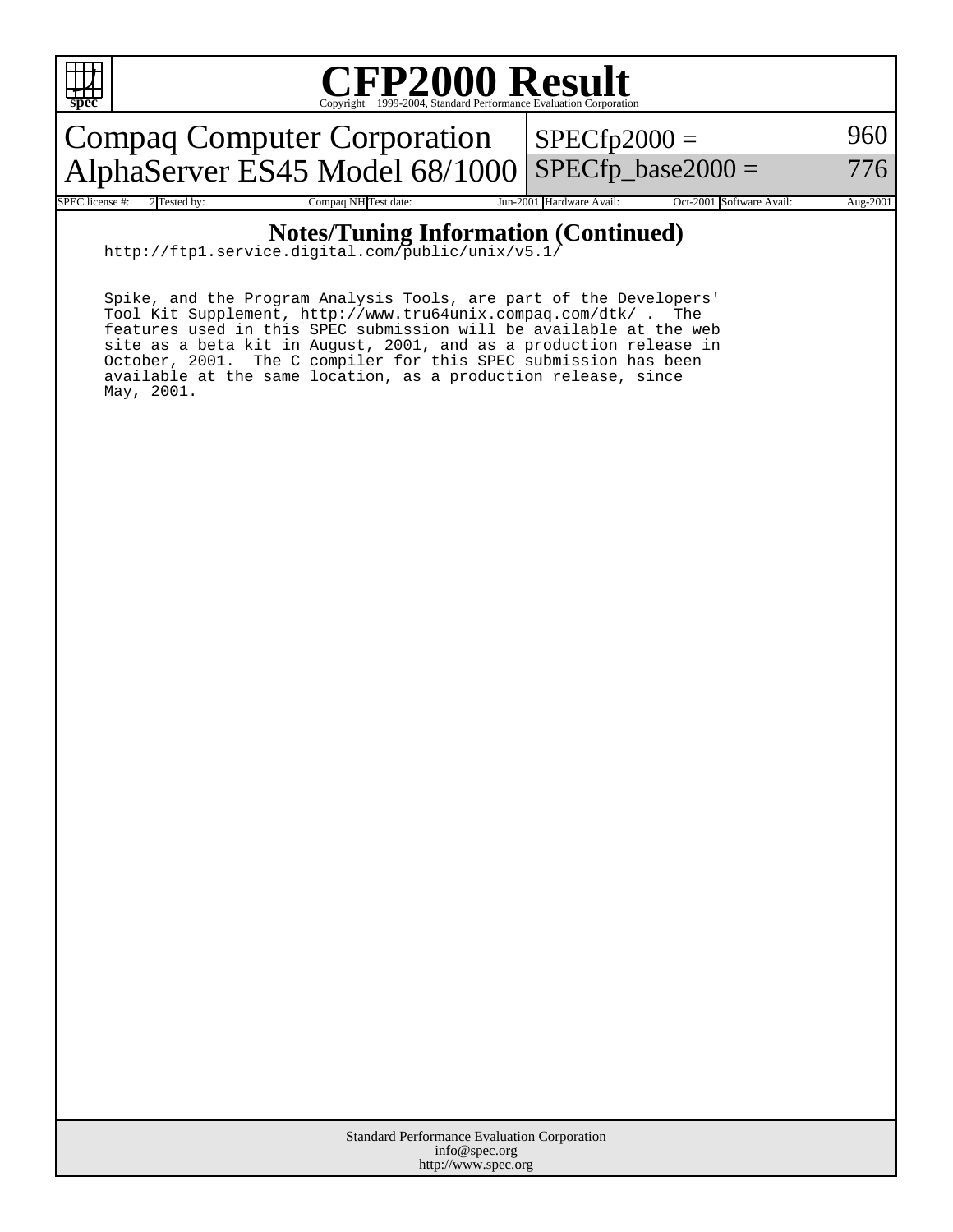# CFP2000 Result

Copyright 1999-2004, Standard Performance Evaluation Corporation

| | |
|---|---|
| Compaq Computer Corporation | SPECfp2000 = 960 |
| AlphaServer ES45 Model 68/1000 | SPECfp_base2000 = 776 |

| SPEC license #: | 2 | Tested by: | Compaq NH | Test date: | Jun-2001 | Hardware Avail: | Oct-2001 | Software Avail: | Aug-2001 |
|---|---|---|---|---|---|---|---|---|---|

## Notes/Tuning Information (Continued)

```
http://ftp1.service.digital.com/public/unix/v5.1/


Spike, and the Program Analysis Tools, are part of the Developers'
Tool Kit Supplement, http://www.tru64unix.compaq.com/dtk/ .  The
features used in this SPEC submission will be available at the web
site as a beta kit in August, 2001, and as a production release in
October, 2001.  The C compiler for this SPEC submission has been
available at the same location, as a production release, since
May, 2001.
```

Standard Performance Evaluation Corporation
info@spec.org
http://www.spec.org